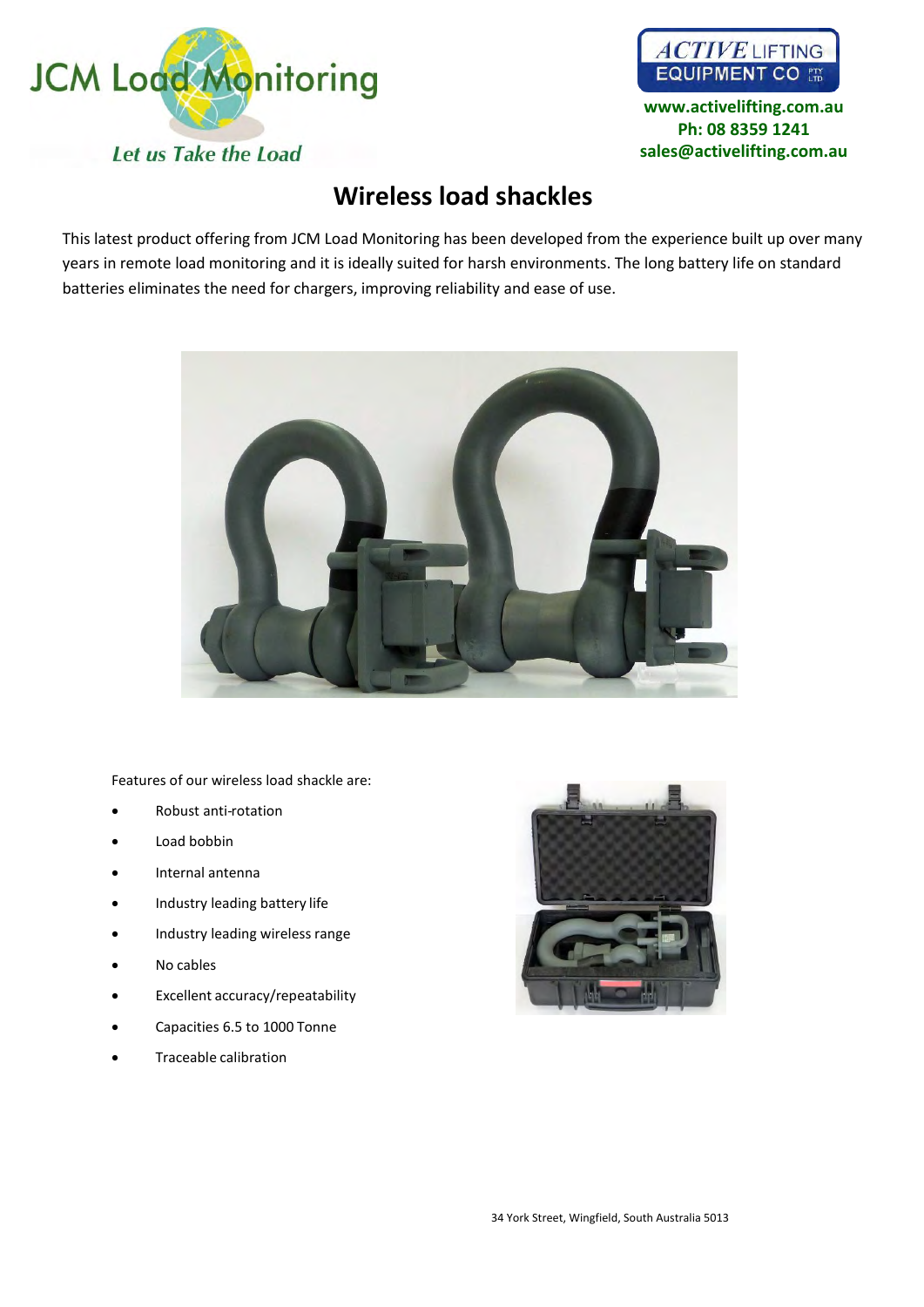JCM Load Monitoring

*Let us Take the Load*

ACTIVE LIFTING EQUIPMENT CO PTY LTD

www.activelifting.com.au
Ph: 08 8359 1241
sales@activelifting.com.au

# Wireless load shackles

This latest product offering from JCM Load Monitoring has been developed from the experience built up over many years in remote load monitoring and it is ideally suited for harsh environments. The long battery life on standard batteries eliminates the need for chargers, improving reliability and ease of use.

Features of our wireless load shackle are:

- Robust anti-rotation
- Load bobbin
- Internal antenna
- Industry leading battery life
- Industry leading wireless range
- No cables
- Excellent accuracy/repeatability
- Capacities 6.5 to 1000 Tonne
- Traceable calibration

34 York Street, Wingfield, South Australia 5013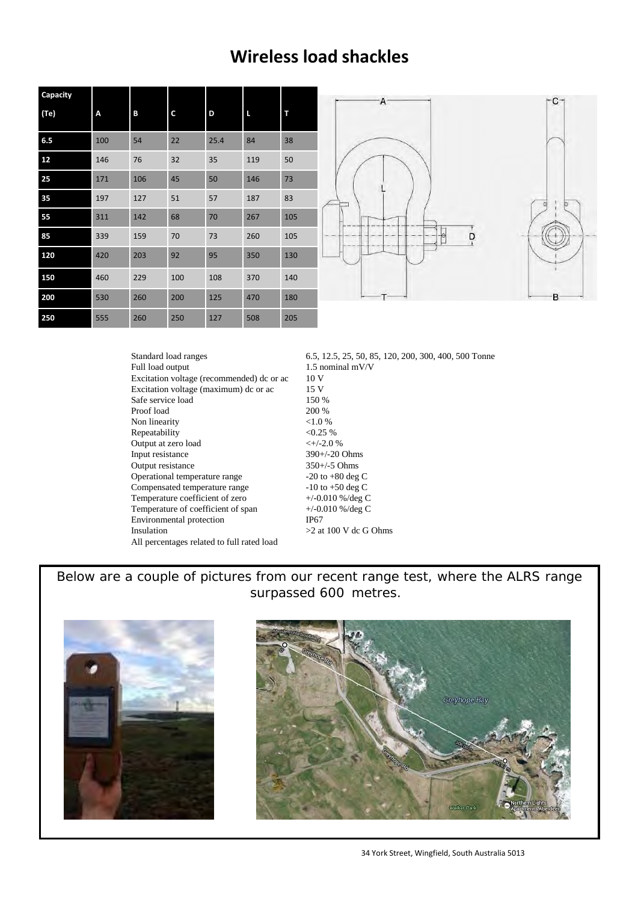# Wireless load shackles

| Capacity (Te) | A | B | C | D | L | T |
|---|---|---|---|---|---|---|
| 6.5 | 100 | 54 | 22 | 25.4 | 84 | 38 |
| 12 | 146 | 76 | 32 | 35 | 119 | 50 |
| 25 | 171 | 106 | 45 | 50 | 146 | 73 |
| 35 | 197 | 127 | 51 | 57 | 187 | 83 |
| 55 | 311 | 142 | 68 | 70 | 267 | 105 |
| 85 | 339 | 159 | 70 | 73 | 260 | 105 |
| 120 | 420 | 203 | 92 | 95 | 350 | 130 |
| 150 | 460 | 229 | 100 | 108 | 370 | 140 |
| 200 | 530 | 260 | 200 | 125 | 470 | 180 |
| 250 | 555 | 260 | 250 | 127 | 508 | 205 |

A
C
L
D
T
B

| | |
|---|---|
| Standard load ranges | 6.5, 12.5, 25, 50, 85, 120, 200, 300, 400, 500 Tonne |
| Full load output | 1.5 nominal mV/V |
| Excitation voltage (recommended) dc or ac | 10 V |
| Excitation voltage (maximum) dc or ac | 15 V |
| Safe service load | 150 % |
| Proof load | 200 % |
| Non linearity | <1.0 % |
| Repeatability | <0.25 % |
| Output at zero load | <+/-2.0 % |
| Input resistance | 390+/-20 Ohms |
| Output resistance | 350+/-5 Ohms |
| Operational temperature range | -20 to +80 deg C |
| Compensated temperature range | -10 to +50 deg C |
| Temperature coefficient of zero | +/-0.010 %/deg C |
| Temperature of coefficient of span | +/-0.010 %/deg C |
| Environmental protection | IP67 |
| Insulation | >2 at 100 V dc G Ohms |
| All percentages related to full rated load | |

Below are a couple of pictures from our recent range test, where the ALRS range surpassed 600 metres.

34 York Street, Wingfield, South Australia 5013